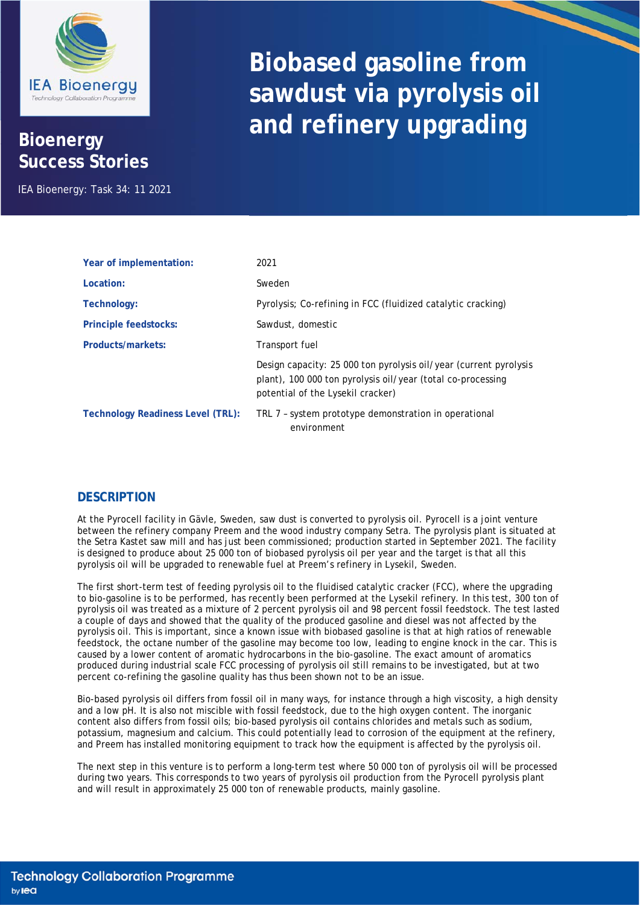IEA Bioenergy
Technology Collaboration Programme

**Bioenergy Success Stories**

IEA Bioenergy: Task 34: 11 2021

# Biobased gasoline from sawdust via pyrolysis oil and refinery upgrading

| | |
|---|---|
| **Year of implementation:** | 2021 |
| **Location:** | Sweden |
| **Technology:** | Pyrolysis; Co-refining in FCC (fluidized catalytic cracking) |
| **Principle feedstocks:** | Sawdust, domestic |
| **Products/markets:** | Transport fuel |
| | Design capacity: 25 000 ton pyrolysis oil/year (current pyrolysis plant), 100 000 ton pyrolysis oil/year (total co-processing potential of the Lysekil cracker) |
| **Technology Readiness Level (TRL):** | TRL 7 – system prototype demonstration in operational environment |

## DESCRIPTION

At the Pyrocell facility in Gävle, Sweden, saw dust is converted to pyrolysis oil. Pyrocell is a joint venture between the refinery company Preem and the wood industry company Setra. The pyrolysis plant is situated at the Setra Kastet saw mill and has just been commissioned; production started in September 2021. The facility is designed to produce about 25 000 ton of biobased pyrolysis oil per year and the target is that all this pyrolysis oil will be upgraded to renewable fuel at Preem's refinery in Lysekil, Sweden.

The first short-term test of feeding pyrolysis oil to the fluidised catalytic cracker (FCC), where the upgrading to bio-gasoline is to be performed, has recently been performed at the Lysekil refinery. In this test, 300 ton of pyrolysis oil was treated as a mixture of 2 percent pyrolysis oil and 98 percent fossil feedstock. The test lasted a couple of days and showed that the quality of the produced gasoline and diesel was not affected by the pyrolysis oil. This is important, since a known issue with biobased gasoline is that at high ratios of renewable feedstock, the octane number of the gasoline may become too low, leading to engine knock in the car. This is caused by a lower content of aromatic hydrocarbons in the bio-gasoline. The exact amount of aromatics produced during industrial scale FCC processing of pyrolysis oil still remains to be investigated, but at two percent co-refining the gasoline quality has thus been shown not to be an issue.

Bio-based pyrolysis oil differs from fossil oil in many ways, for instance through a high viscosity, a high density and a low pH. It is also not miscible with fossil feedstock, due to the high oxygen content. The inorganic content also differs from fossil oils; bio-based pyrolysis oil contains chlorides and metals such as sodium, potassium, magnesium and calcium. This could potentially lead to corrosion of the equipment at the refinery, and Preem has installed monitoring equipment to track how the equipment is affected by the pyrolysis oil.

The next step in this venture is to perform a long-term test where 50 000 ton of pyrolysis oil will be processed during two years. This corresponds to two years of pyrolysis oil production from the Pyrocell pyrolysis plant and will result in approximately 25 000 ton of renewable products, mainly gasoline.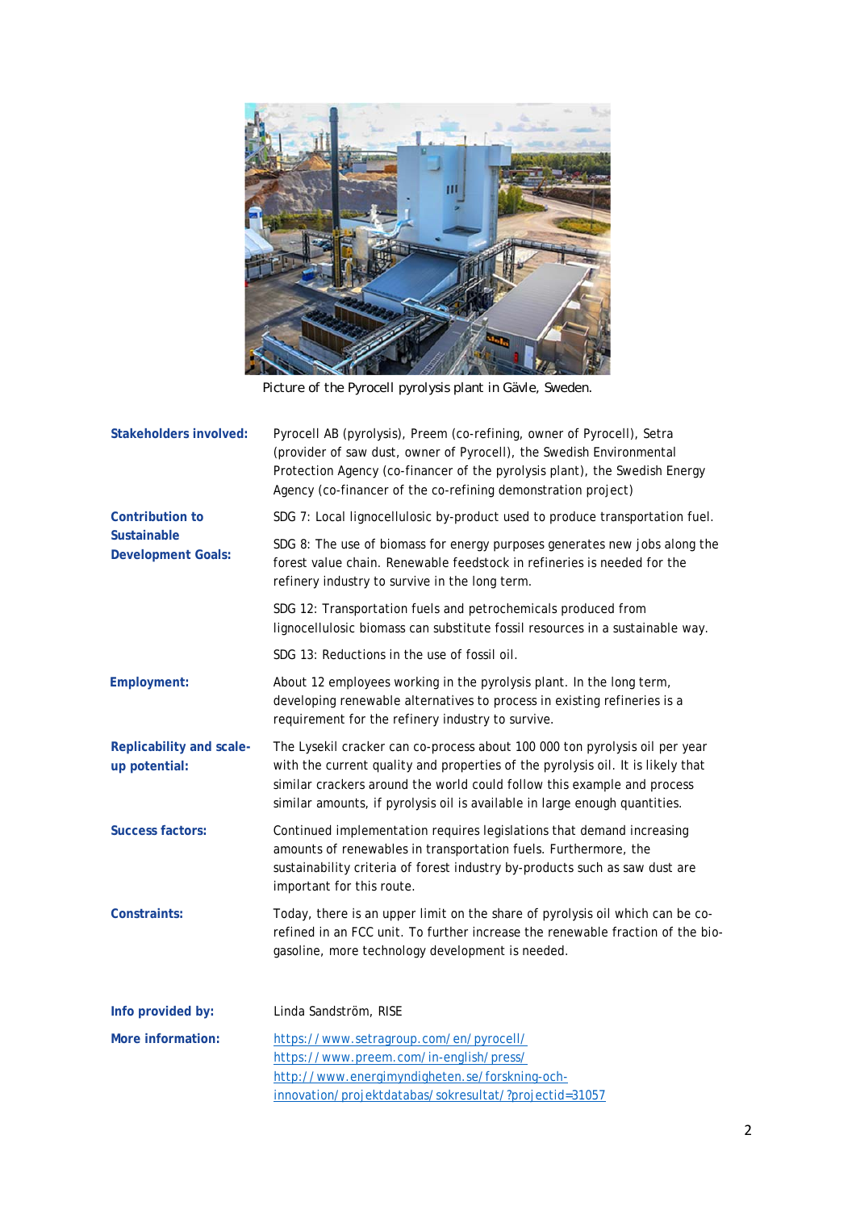Picture of the Pyrocell pyrolysis plant in Gävle, Sweden.

| | |
|---|---|
| **Stakeholders involved:** | Pyrocell AB (pyrolysis), Preem (co-refining, owner of Pyrocell), Setra (provider of saw dust, owner of Pyrocell), the Swedish Environmental Protection Agency (co-financer of the pyrolysis plant), the Swedish Energy Agency (co-financer of the co-refining demonstration project) |
| **Contribution to Sustainable Development Goals:** | SDG 7: Local lignocellulosic by-product used to produce transportation fuel.<br><br>SDG 8: The use of biomass for energy purposes generates new jobs along the forest value chain. Renewable feedstock in refineries is needed for the refinery industry to survive in the long term.<br><br>SDG 12: Transportation fuels and petrochemicals produced from lignocellulosic biomass can substitute fossil resources in a sustainable way.<br><br>SDG 13: Reductions in the use of fossil oil. |
| **Employment:** | About 12 employees working in the pyrolysis plant. In the long term, developing renewable alternatives to process in existing refineries is a requirement for the refinery industry to survive. |
| **Replicability and scale-up potential:** | The Lysekil cracker can co-process about 100 000 ton pyrolysis oil per year with the current quality and properties of the pyrolysis oil. It is likely that similar crackers around the world could follow this example and process similar amounts, if pyrolysis oil is available in large enough quantities. |
| **Success factors:** | Continued implementation requires legislations that demand increasing amounts of renewables in transportation fuels. Furthermore, the sustainability criteria of forest industry by-products such as saw dust are important for this route. |
| **Constraints:** | Today, there is an upper limit on the share of pyrolysis oil which can be co-refined in an FCC unit. To further increase the renewable fraction of the bio-gasoline, more technology development is needed. |
| **Info provided by:** | Linda Sandström, RISE |
| **More information:** | https://www.setragroup.com/en/pyrocell/<br>https://www.preem.com/in-english/press/<br>http://www.energimyndigheten.se/forskning-och-innovation/projektdatabas/sokresultat/?projectid=31057 |